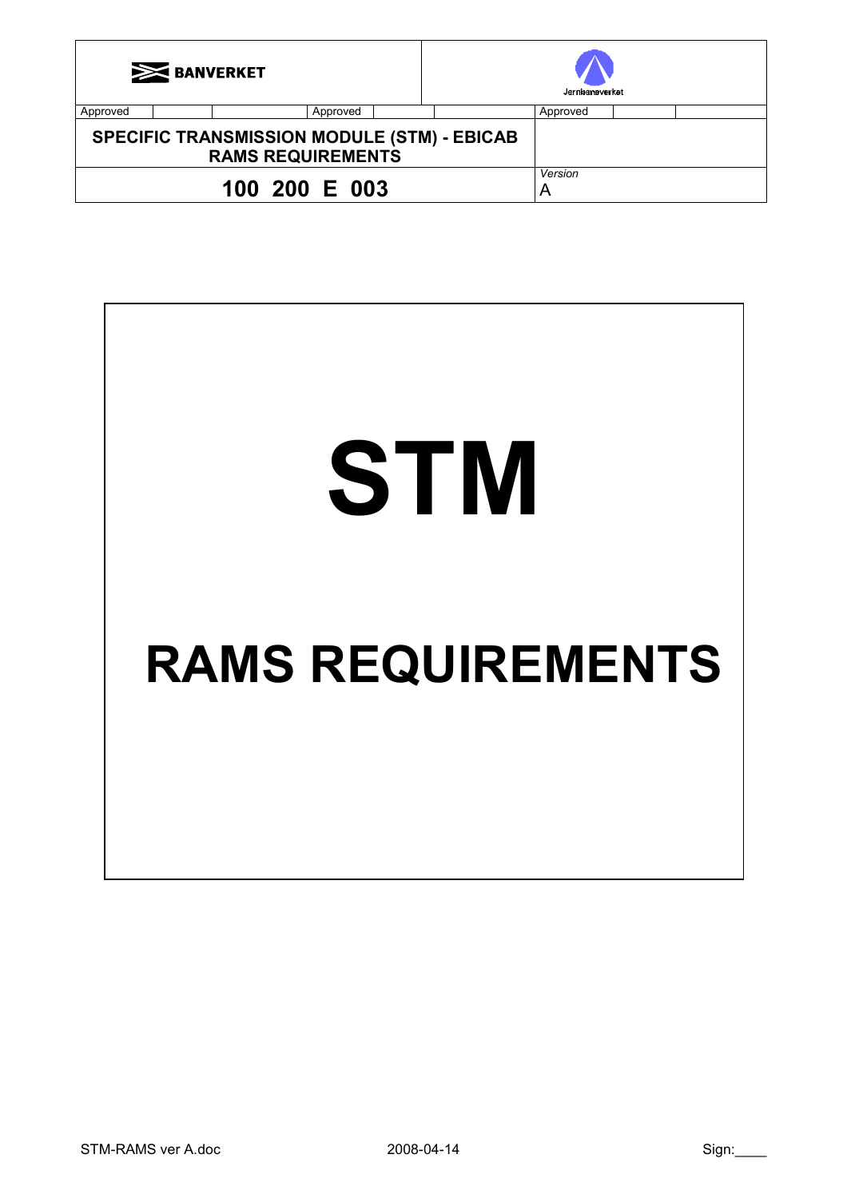| BANVERKET | | | | | Jernbaneverket | | |
|---|---|---|---|---|---|---|---|
| Approved | | | Approved | | Approved | | |
| SPECIFIC TRANSMISSION MODULE (STM) - EBICAB RAMS REQUIREMENTS | | | | | | | |
| **100 200 E 003** | | | | | *Version* A | | |

# STM

# RAMS REQUIREMENTS

STM-RAMS ver A.doc 2008-04-14 Sign:____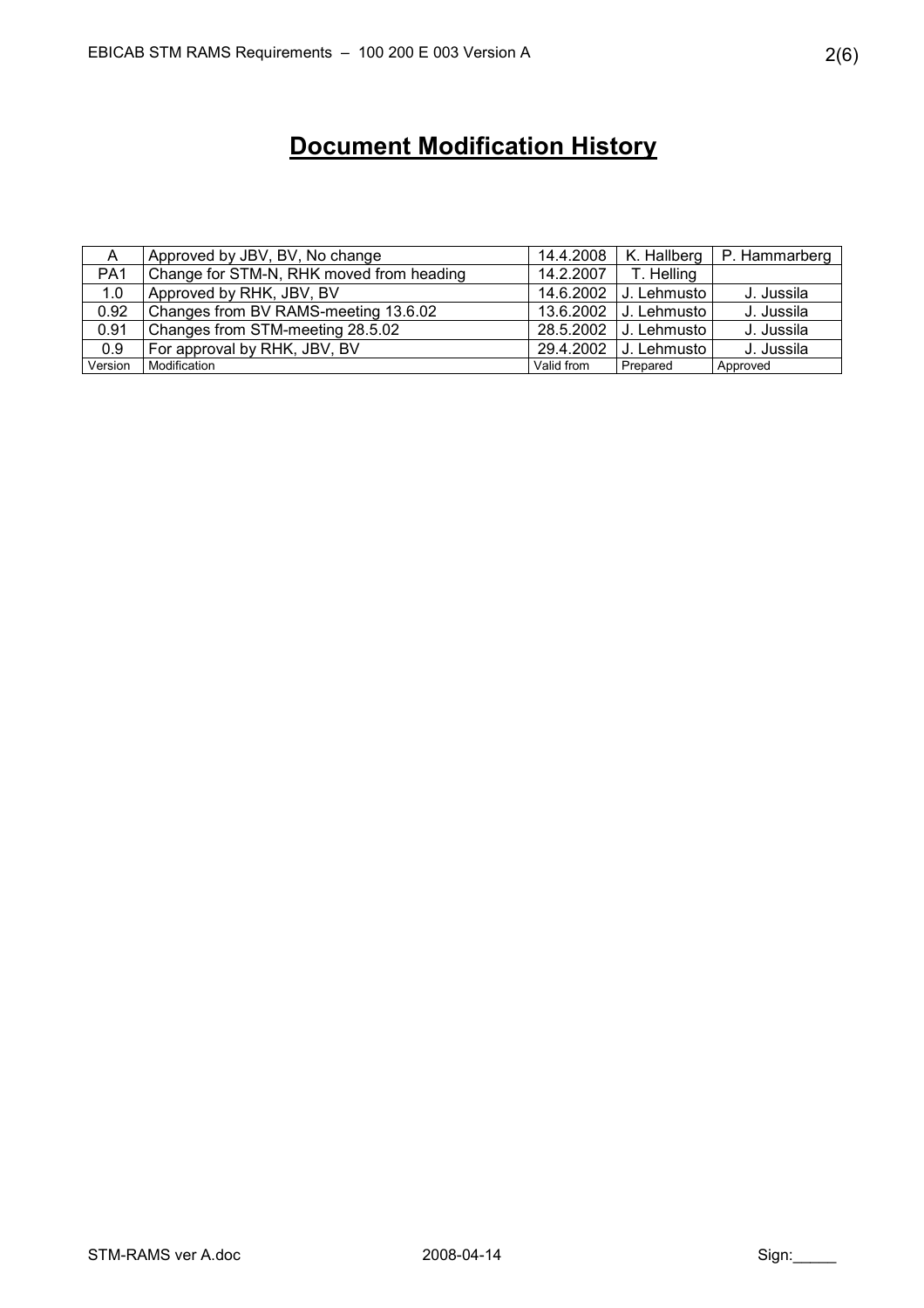# Document Modification History

| Version | Modification | Valid from | Prepared | Approved |
|---|---|---|---|---|
| A | Approved by JBV, BV, No change | 14.4.2008 | K. Hallberg | P. Hammarberg |
| PA1 | Change for STM-N, RHK moved from heading | 14.2.2007 | T. Helling | |
| 1.0 | Approved by RHK, JBV, BV | 14.6.2002 | J. Lehmusto | J. Jussila |
| 0.92 | Changes from BV RAMS-meeting 13.6.02 | 13.6.2002 | J. Lehmusto | J. Jussila |
| 0.91 | Changes from STM-meeting 28.5.02 | 28.5.2002 | J. Lehmusto | J. Jussila |
| 0.9 | For approval by RHK, JBV, BV | 29.4.2002 | J. Lehmusto | J. Jussila |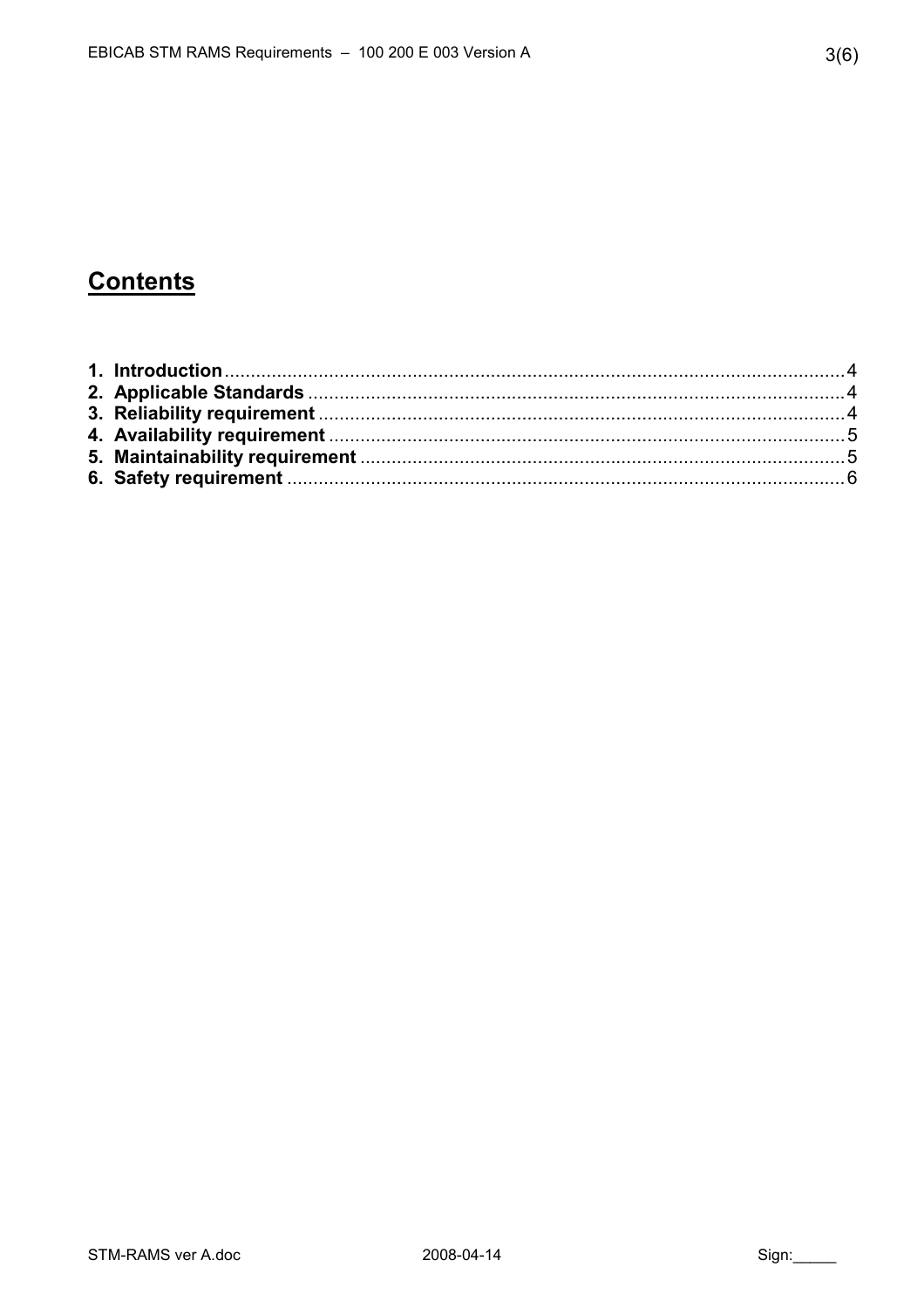# Contents

**1. Introduction** .......... 4
**2. Applicable Standards** .......... 4
**3. Reliability requirement** .......... 4
**4. Availability requirement** .......... 5
**5. Maintainability requirement** .......... 5
**6. Safety requirement** .......... 6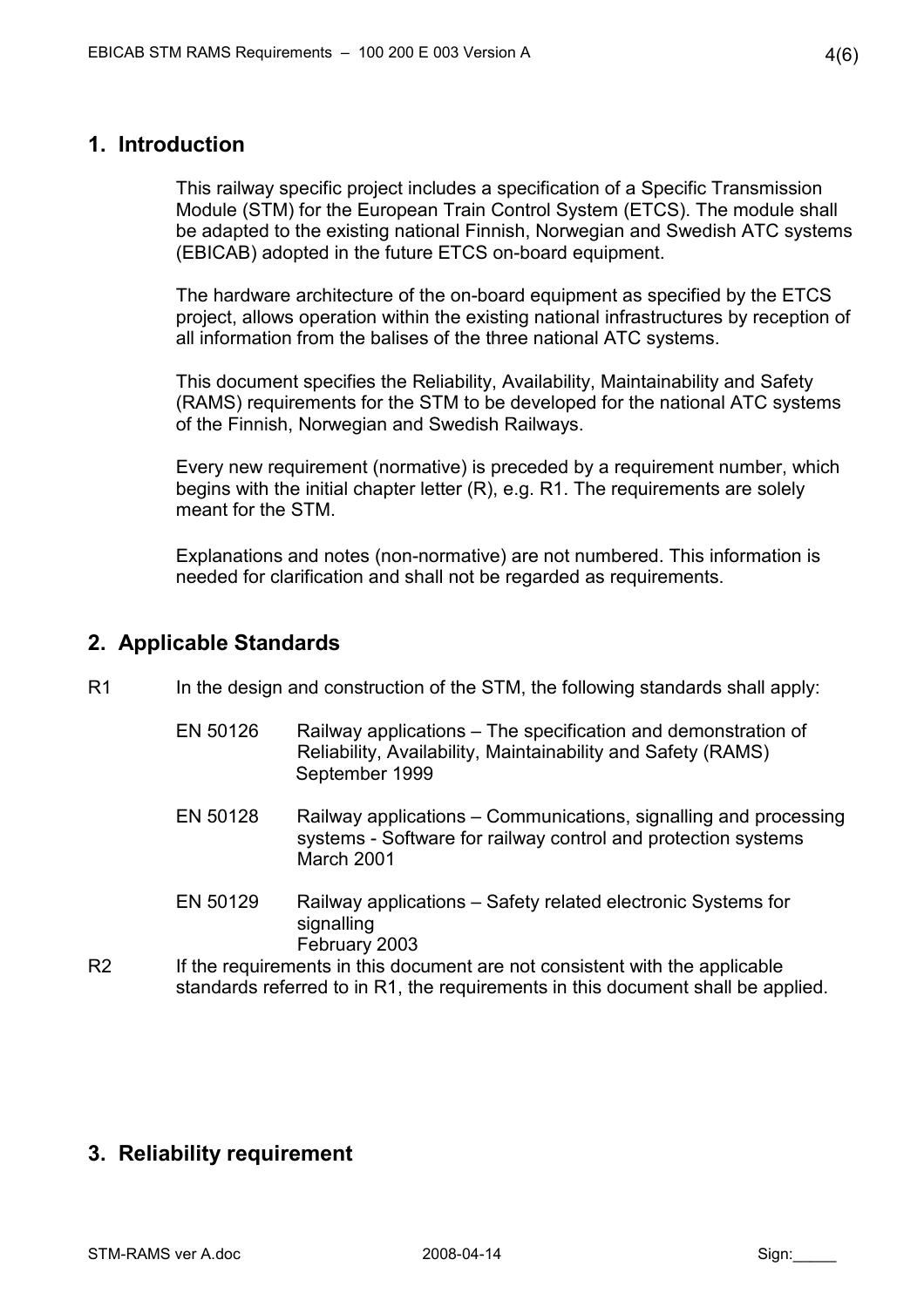## 1. Introduction

This railway specific project includes a specification of a Specific Transmission Module (STM) for the European Train Control System (ETCS). The module shall be adapted to the existing national Finnish, Norwegian and Swedish ATC systems (EBICAB) adopted in the future ETCS on-board equipment.

The hardware architecture of the on-board equipment as specified by the ETCS project, allows operation within the existing national infrastructures by reception of all information from the balises of the three national ATC systems.

This document specifies the Reliability, Availability, Maintainability and Safety (RAMS) requirements for the STM to be developed for the national ATC systems of the Finnish, Norwegian and Swedish Railways.

Every new requirement (normative) is preceded by a requirement number, which begins with the initial chapter letter (R), e.g. R1. The requirements are solely meant for the STM.

Explanations and notes (non-normative) are not numbered. This information is needed for clarification and shall not be regarded as requirements.

## 2. Applicable Standards

R1 In the design and construction of the STM, the following standards shall apply:

- EN 50126 Railway applications – The specification and demonstration of Reliability, Availability, Maintainability and Safety (RAMS) September 1999
- EN 50128 Railway applications – Communications, signalling and processing systems - Software for railway control and protection systems March 2001
- EN 50129 Railway applications – Safety related electronic Systems for signalling February 2003

R2 If the requirements in this document are not consistent with the applicable standards referred to in R1, the requirements in this document shall be applied.

## 3. Reliability requirement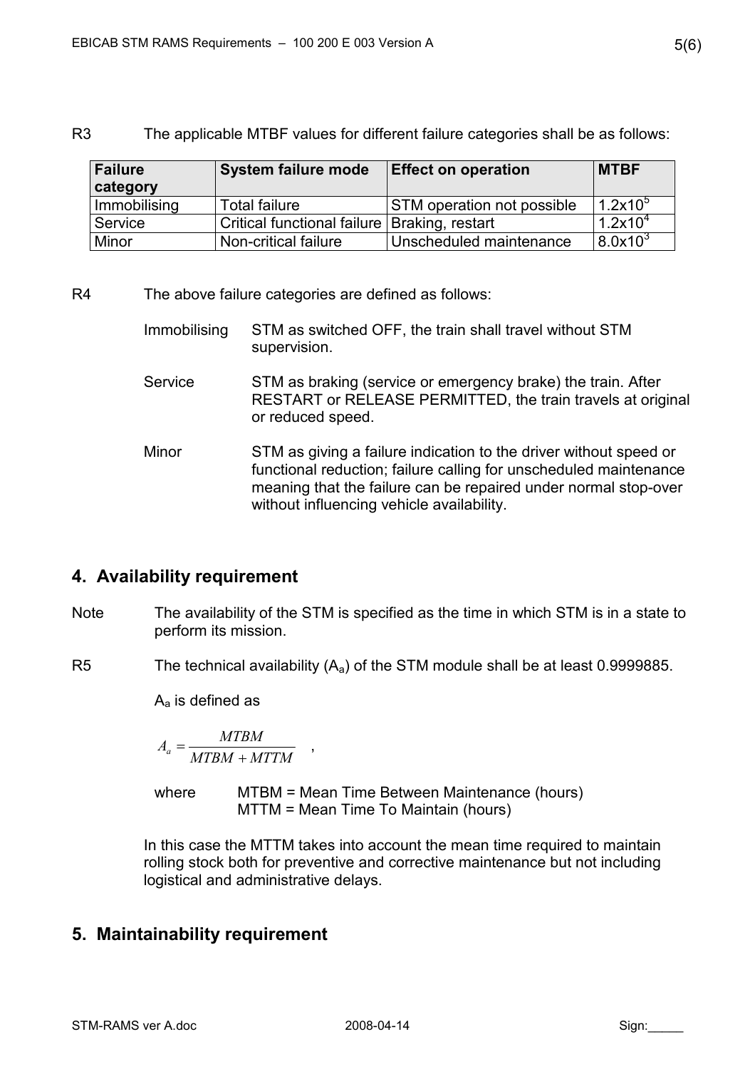R3 The applicable MTBF values for different failure categories shall be as follows:

| Failure category | System failure mode | Effect on operation | MTBF |
|---|---|---|---|
| Immobilising | Total failure | STM operation not possible | $1.2x10^5$ |
| Service | Critical functional failure | Braking, restart | $1.2x10^4$ |
| Minor | Non-critical failure | Unscheduled maintenance | $8.0x10^3$ |

R4 The above failure categories are defined as follows:

Immobilising — STM as switched OFF, the train shall travel without STM supervision.

Service — STM as braking (service or emergency brake) the train. After RESTART or RELEASE PERMITTED, the train travels at original or reduced speed.

Minor — STM as giving a failure indication to the driver without speed or functional reduction; failure calling for unscheduled maintenance meaning that the failure can be repaired under normal stop-over without influencing vehicle availability.

## 4. Availability requirement

Note The availability of the STM is specified as the time in which STM is in a state to perform its mission.

R5 The technical availability ($A_a$) of the STM module shall be at least 0.9999885.

$A_a$ is defined as

$$A_a = \frac{MTBM}{MTBM + MTTM} \quad ,$$

where MTBM = Mean Time Between Maintenance (hours)
MTTM = Mean Time To Maintain (hours)

In this case the MTTM takes into account the mean time required to maintain rolling stock both for preventive and corrective maintenance but not including logistical and administrative delays.

## 5. Maintainability requirement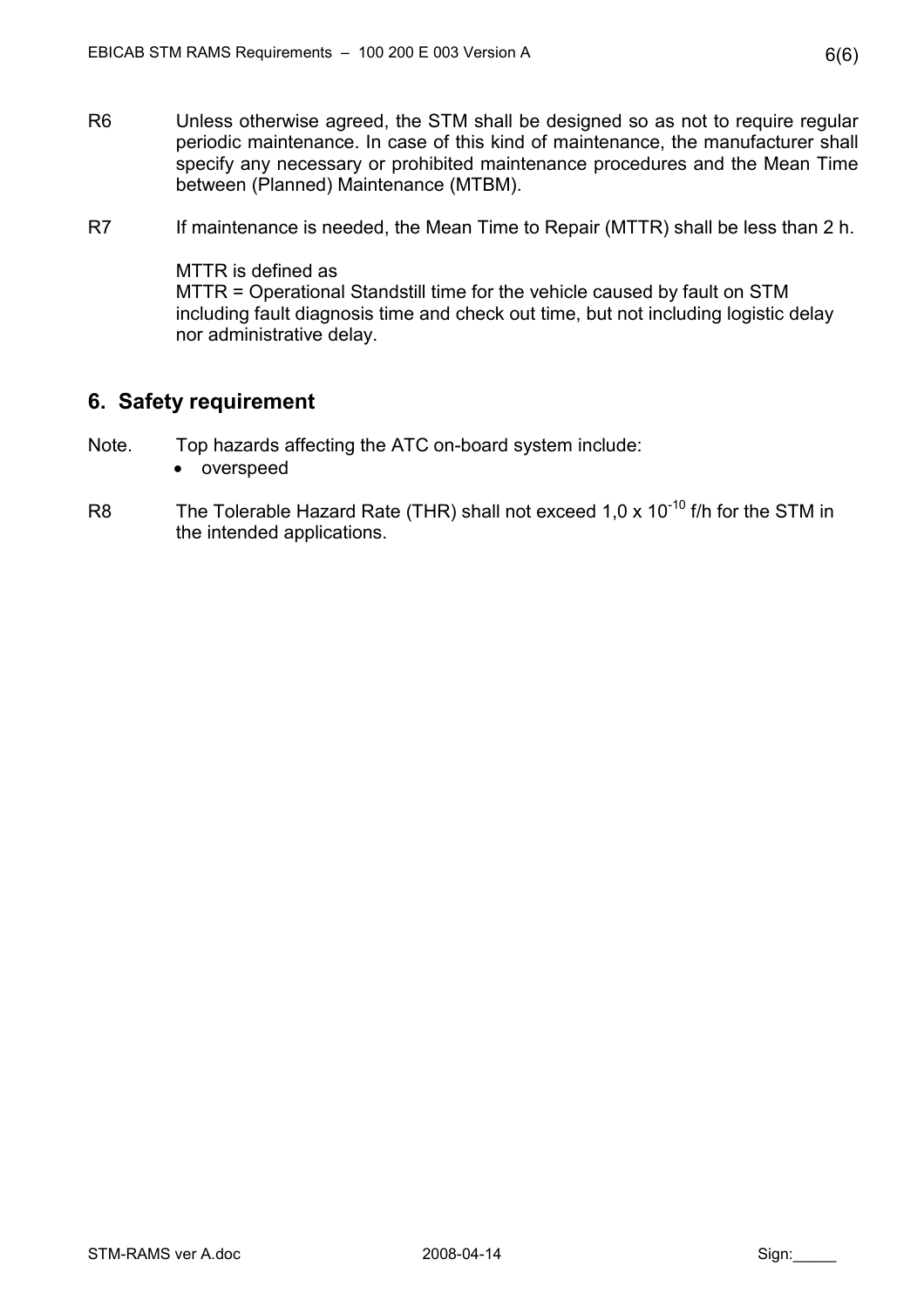R6 Unless otherwise agreed, the STM shall be designed so as not to require regular periodic maintenance. In case of this kind of maintenance, the manufacturer shall specify any necessary or prohibited maintenance procedures and the Mean Time between (Planned) Maintenance (MTBM).

R7 If maintenance is needed, the Mean Time to Repair (MTTR) shall be less than 2 h.

MTTR is defined as
MTTR = Operational Standstill time for the vehicle caused by fault on STM including fault diagnosis time and check out time, but not including logistic delay nor administrative delay.

## 6. Safety requirement

Note. Top hazards affecting the ATC on-board system include:

- overspeed

R8 The Tolerable Hazard Rate (THR) shall not exceed $1{,}0 \times 10^{-10}$ f/h for the STM in the intended applications.